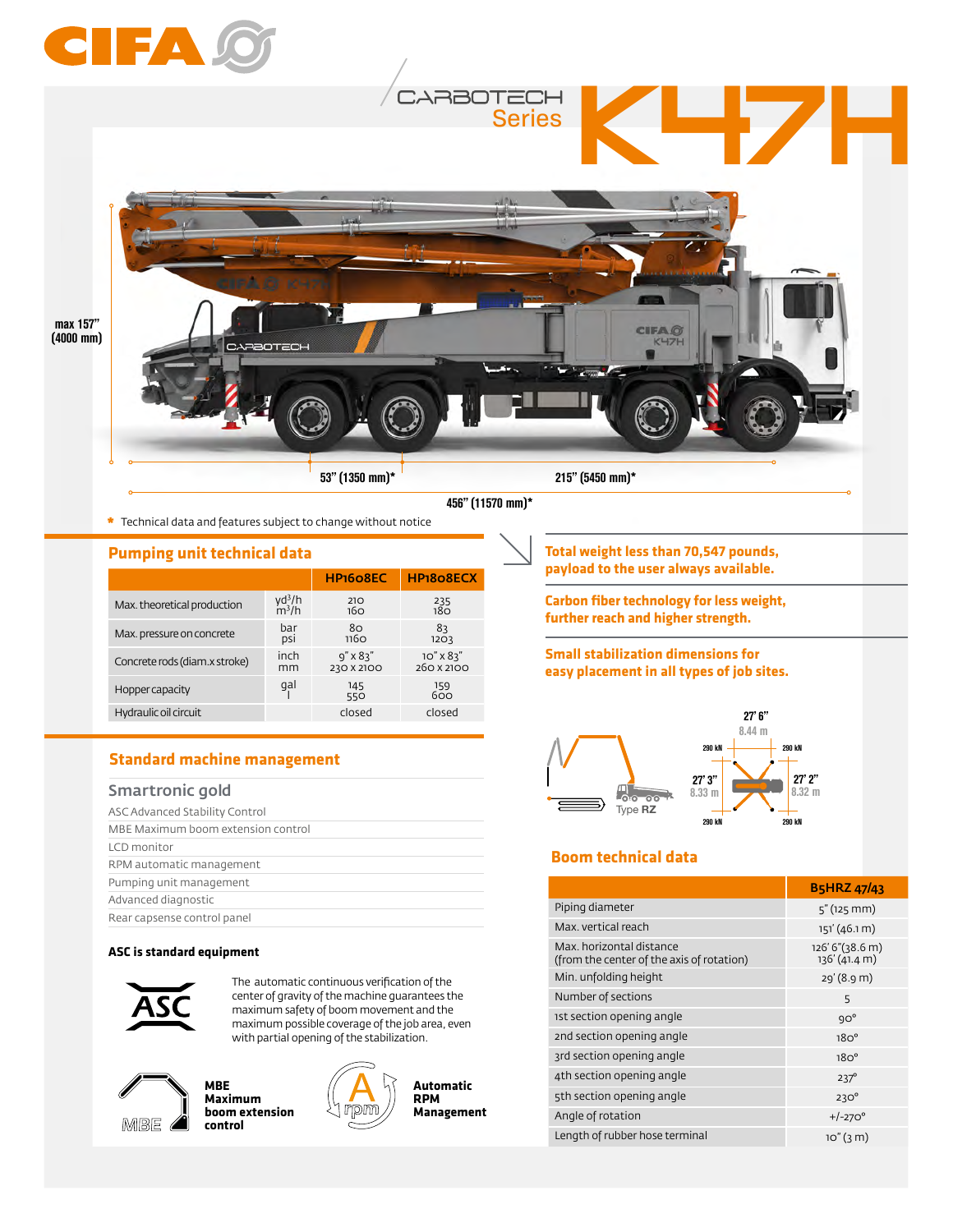# CIFA

CARBOTECH Series **K47H**

max 157" (4000 mm)

53" (1350 mm)* 215" (5450 mm)*

456" (11570 mm)*

\* Technical data and features subject to change without notice

## Pumping unit technical data

| | | HP1608EC | HP1808ECX |
|---|---|---|---|
| Max. theoretical production | $yd^3/h$<br>$m^3/h$ | 210<br>160 | 235<br>180 |
| Max. pressure on concrete | bar<br>psi | 80<br>1160 | 83<br>1203 |
| Concrete rods (diam.x stroke) | inch<br>mm | 9" x 83"<br>230 x 2100 | 10" x 83"<br>260 x 2100 |
| Hopper capacity | gal<br>l | 145<br>550 | 159<br>600 |
| Hydraulic oil circuit | | closed | closed |

**Total weight less than 70,547 pounds, payload to the user always available.**

**Carbon fiber technology for less weight, further reach and higher strength.**

**Small stabilization dimensions for easy placement in all types of job sites.**

Type RZ

27' 6" 8.44 m

27' 3" 8.33 m

27' 2" 8.32 m

290 kN 290 kN 290 kN 290 kN

## Standard machine management

### Smartronic gold

- ASC Advanced Stability Control
- MBE Maximum boom extension control
- LCD monitor
- RPM automatic management
- Pumping unit management
- Advanced diagnostic
- Rear capsense control panel

**ASC is standard equipment**

The automatic continuous verification of the center of gravity of the machine guarantees the maximum safety of boom movement and the maximum possible coverage of the job area, even with partial opening of the stabilization.

**MBE Maximum boom extension control**

**Automatic RPM Management**

## Boom technical data

| | B5HRZ 47/43 |
|---|---|
| Piping diameter | 5" (125 mm) |
| Max. vertical reach | 151' (46.1 m) |
| Max. horizontal distance (from the center of the axis of rotation) | 126' 6"(38.6 m)<br>136' (41.4 m) |
| Min. unfolding height | 29' (8.9 m) |
| Number of sections | 5 |
| 1st section opening angle | 90° |
| 2nd section opening angle | 180° |
| 3rd section opening angle | 180° |
| 4th section opening angle | 237° |
| 5th section opening angle | 230° |
| Angle of rotation | +/-270° |
| Length of rubber hose terminal | 10" (3 m) |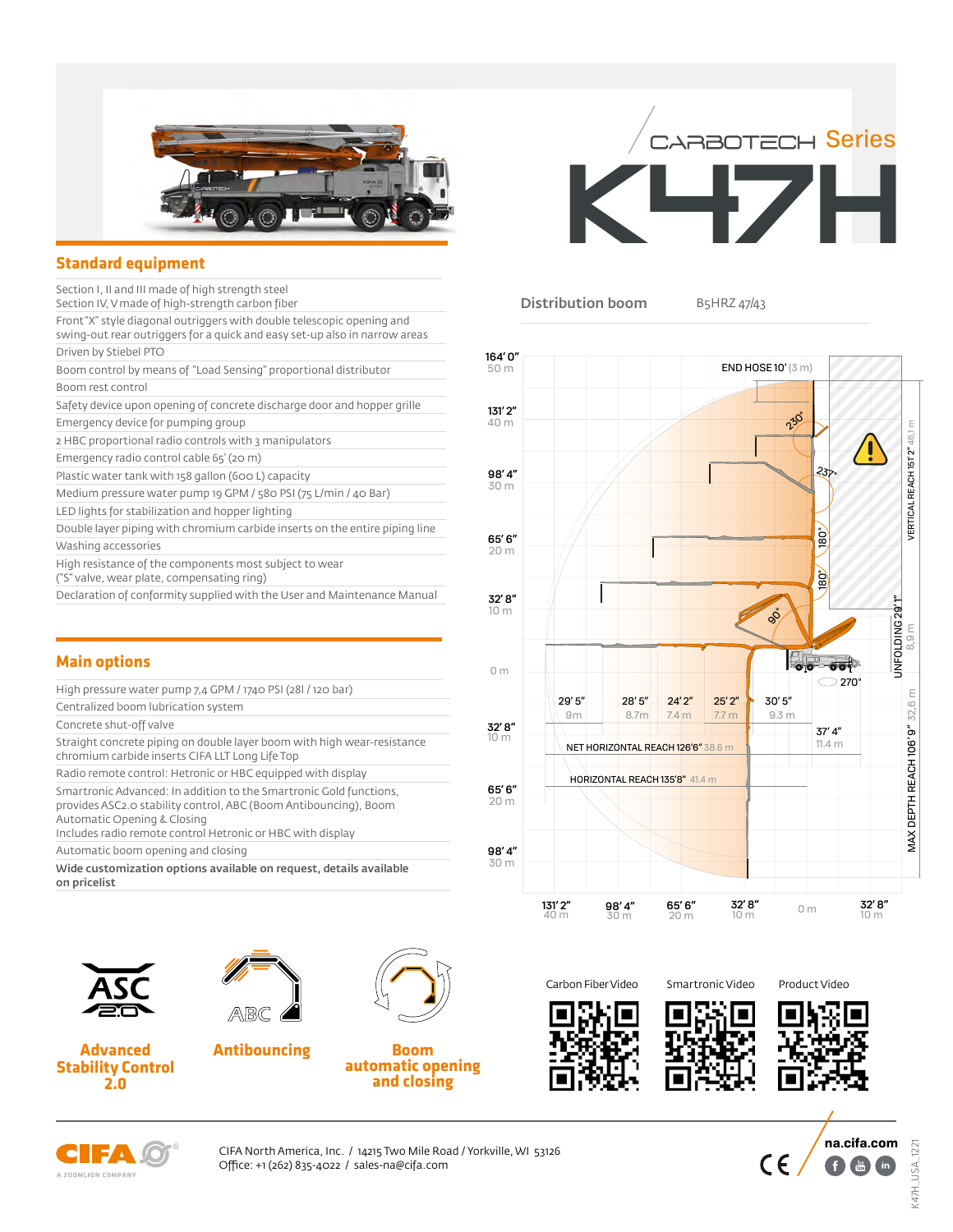CARBOTECH Series

# K47H

## Standard equipment

- Section I, II and III made of high strength steel
  Section IV, V made of high-strength carbon fiber
- Front "X" style diagonal outriggers with double telescopic opening and swing-out rear outriggers for a quick and easy set-up also in narrow areas
- Driven by Stiebel PTO
- Boom control by means of "Load Sensing" proportional distributor
- Boom rest control
- Safety device upon opening of concrete discharge door and hopper grille
- Emergency device for pumping group
- 2 HBC proportional radio controls with 3 manipulators
- Emergency radio control cable 65' (20 m)
- Plastic water tank with 158 gallon (600 L) capacity
- Medium pressure water pump 19 GPM / 580 PSI (75 L/min / 40 Bar)
- LED lights for stabilization and hopper lighting
- Double layer piping with chromium carbide inserts on the entire piping line
- Washing accessories
- High resistance of the components most subject to wear ("S" valve, wear plate, compensating ring)
- Declaration of conformity supplied with the User and Maintenance Manual

## Main options

- High pressure water pump 7,4 GPM / 1740 PSI (28l / 120 bar)
- Centralized boom lubrication system
- Concrete shut-off valve
- Straight concrete piping on double layer boom with high wear-resistance chromium carbide inserts CIFA LLT Long Life Top
- Radio remote control: Hetronic or HBC equipped with display
- Smartronic Advanced: In addition to the Smartronic Gold functions, provides ASC2.0 stability control, ABC (Boom Antibouncing), Boom Automatic Opening & Closing
  Includes radio remote control Hetronic or HBC with display
- Automatic boom opening and closing
- **Wide customization options available on request, details available on pricelist**

**Distribution boom** B5HRZ 47/43

164' 0" 50 m
131' 2" 40 m
98' 4" 30 m
65' 6" 20 m
32' 8" 10 m
0 m
32' 8" 10 m
65' 6" 20 m
98' 4" 30 m

END HOSE 10' (3 m)
230°
237°
180°
180°
90°
270°
VERTICAL REACH 151' 2" 46,1 m
UNFOLDING 29' 1" 8,9 m
MAX DEPTH REACH 106' 9" 32,6 m

29' 5" 9m
28' 5" 8.7m
24' 2" 7.4 m
25' 2" 7.7 m
30' 5" 9.3 m
37' 4" 11.4 m

NET HORIZONTAL REACH 126'6" 38.6 m
HORIZONTAL REACH 135'8" 41.4 m

131' 2" 40 m
98' 4" 30 m
65' 6" 20 m
32' 8" 10 m
0 m
32' 8" 10 m

**Advanced Stability Control 2.0**

**Antibouncing**

**Boom automatic opening and closing**

Carbon Fiber Video

Smartronic Video

Product Video

CIFA North America, Inc. / 14215 Two Mile Road / Yorkville, WI 53126
Office: +1 (262) 835-4022 / sales-na@cifa.com

**na.cifa.com**

K47H_USA_1221